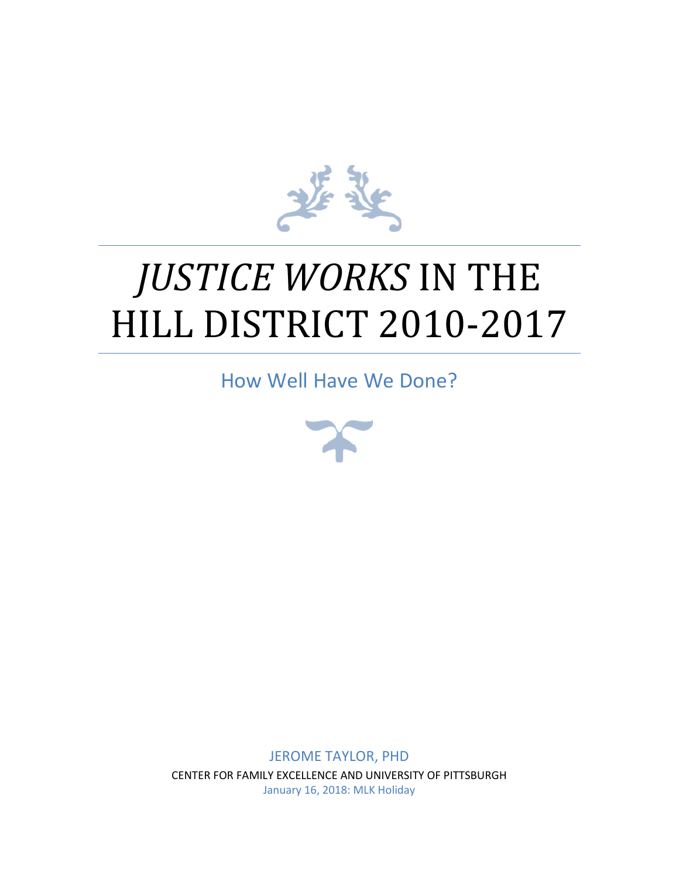# *JUSTICE WORKS* IN THE HILL DISTRICT 2010-2017

## How Well Have We Done?

JEROME TAYLOR, PHD

CENTER FOR FAMILY EXCELLENCE AND UNIVERSITY OF PITTSBURGH

January 16, 2018: MLK Holiday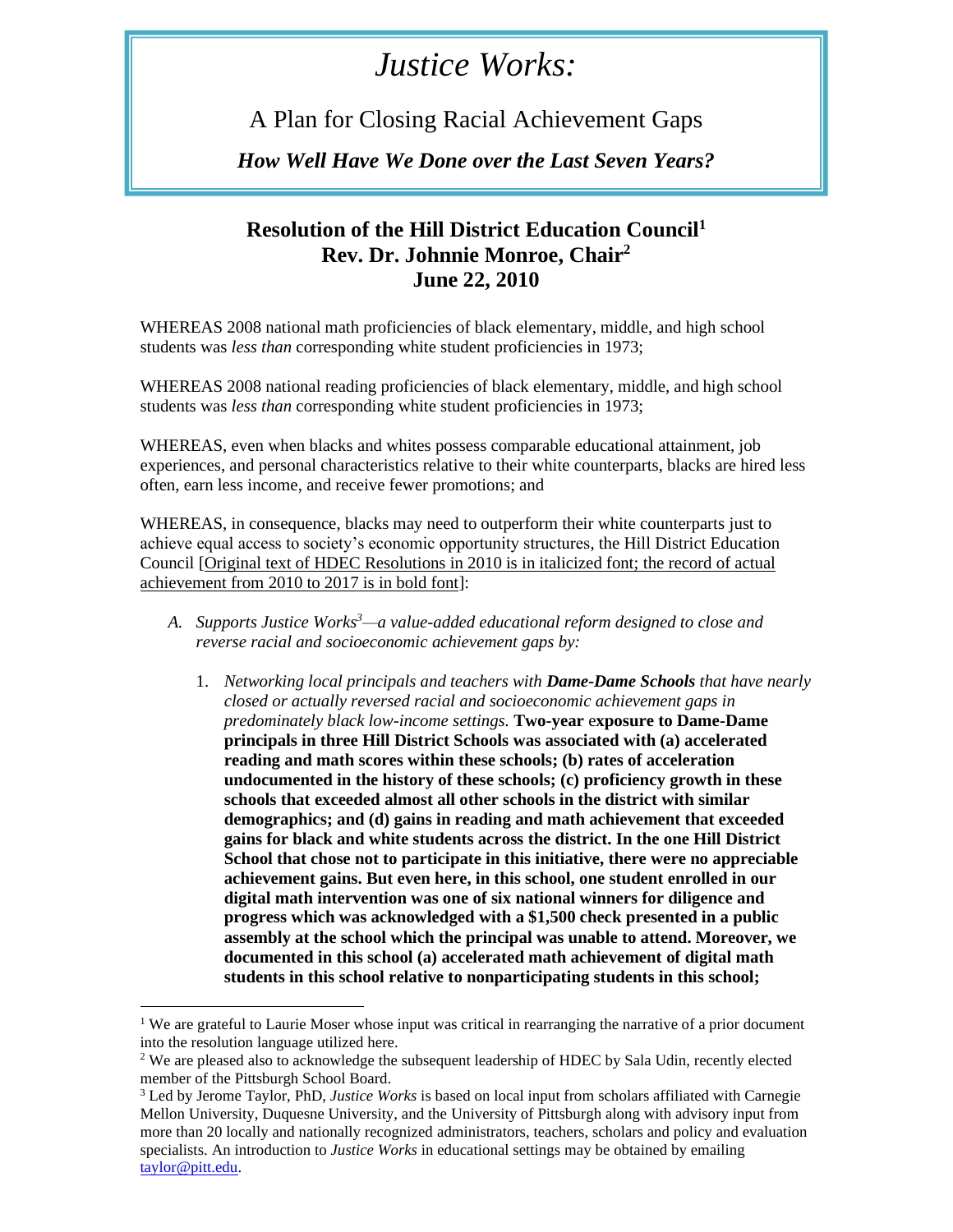# *Justice Works:*

A Plan for Closing Racial Achievement Gaps

***How Well Have We Done over the Last Seven Years?***

## Resolution of the Hill District Education Council[1]
## Rev. Dr. Johnnie Monroe, Chair[2]
## June 22, 2010

WHEREAS 2008 national math proficiencies of black elementary, middle, and high school students was *less than* corresponding white student proficiencies in 1973;

WHEREAS 2008 national reading proficiencies of black elementary, middle, and high school students was *less than* corresponding white student proficiencies in 1973;

WHEREAS, even when blacks and whites possess comparable educational attainment, job experiences, and personal characteristics relative to their white counterparts, blacks are hired less often, earn less income, and receive fewer promotions; and

WHEREAS, in consequence, blacks may need to outperform their white counterparts just to achieve equal access to society's economic opportunity structures, the Hill District Education Council [Original text of HDEC Resolutions in 2010 is in italicized font; the record of actual achievement from 2010 to 2017 is in bold font]:

A. *Supports Justice Works[3]—a value-added educational reform designed to close and reverse racial and socioeconomic achievement gaps by:*

   1. *Networking local principals and teachers with* ***Dame-Dame Schools*** *that have nearly closed or actually reversed racial and socioeconomic achievement gaps in predominately black low-income settings.* **Two-year exposure to Dame-Dame principals in three Hill District Schools was associated with (a) accelerated reading and math scores within these schools; (b) rates of acceleration undocumented in the history of these schools; (c) proficiency growth in these schools that exceeded almost all other schools in the district with similar demographics; and (d) gains in reading and math achievement that exceeded gains for black and white students across the district. In the one Hill District School that chose not to participate in this initiative, there were no appreciable achievement gains. But even here, in this school, one student enrolled in our digital math intervention was one of six national winners for diligence and progress which was acknowledged with a $1,500 check presented in a public assembly at the school which the principal was unable to attend. Moreover, we documented in this school (a) accelerated math achievement of digital math students in this school relative to nonparticipating students in this school;**

---

[1] We are grateful to Laurie Moser whose input was critical in rearranging the narrative of a prior document into the resolution language utilized here.

[2] We are pleased also to acknowledge the subsequent leadership of HDEC by Sala Udin, recently elected member of the Pittsburgh School Board.

[3] Led by Jerome Taylor, PhD, *Justice Works* is based on local input from scholars affiliated with Carnegie Mellon University, Duquesne University, and the University of Pittsburgh along with advisory input from more than 20 locally and nationally recognized administrators, teachers, scholars and policy and evaluation specialists. An introduction to *Justice Works* in educational settings may be obtained by emailing taylor@pitt.edu.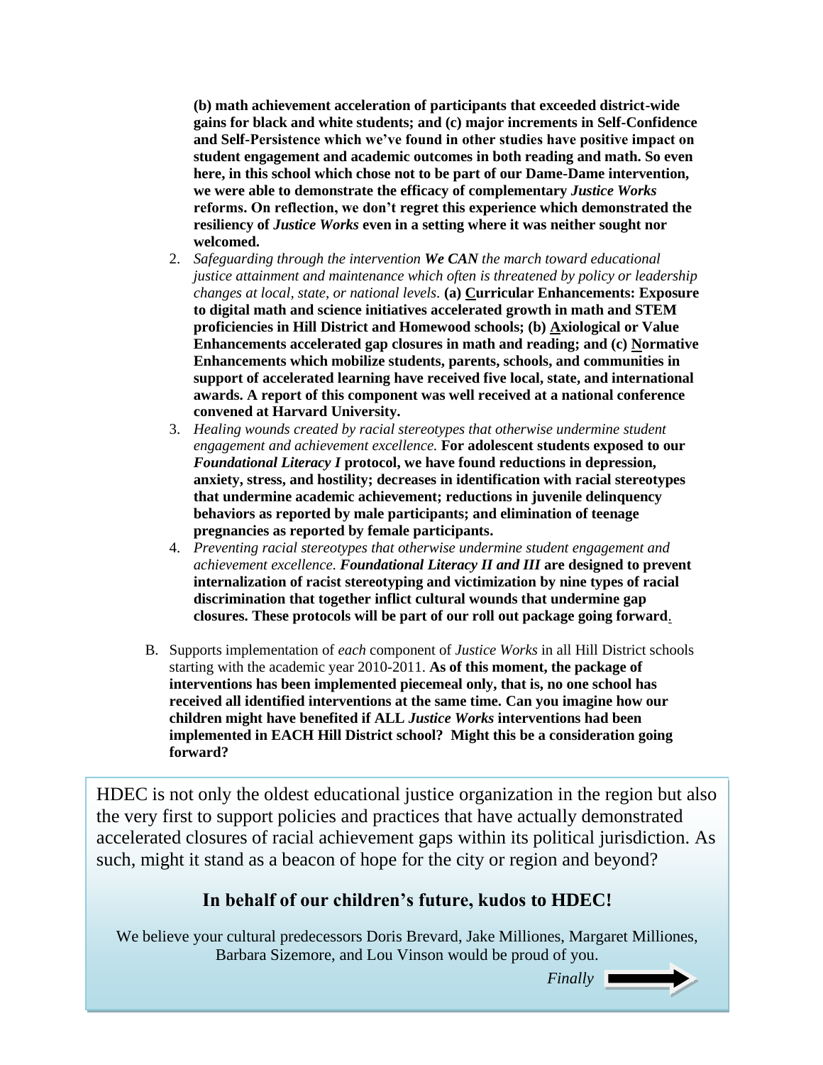**(b) math achievement acceleration of participants that exceeded district-wide gains for black and white students; and (c) major increments in Self-Confidence and Self-Persistence which we've found in other studies have positive impact on student engagement and academic outcomes in both reading and math. So even here, in this school which chose not to be part of our Dame-Dame intervention, we were able to demonstrate the efficacy of complementary *Justice Works* reforms. On reflection, we don't regret this experience which demonstrated the resiliency of *Justice Works* even in a setting where it was neither sought nor welcomed.**

2. *Safeguarding through the intervention **We CAN** the march toward educational justice attainment and maintenance which often is threatened by policy or leadership changes at local, state, or national levels.* **(a) <u>C</u>urricular Enhancements: Exposure to digital math and science initiatives accelerated growth in math and STEM proficiencies in Hill District and Homewood schools; (b) <u>A</u>xiological or Value Enhancements accelerated gap closures in math and reading; and (c) <u>N</u>ormative Enhancements which mobilize students, parents, schools, and communities in support of accelerated learning have received five local, state, and international awards. A report of this component was well received at a national conference convened at Harvard University.**
3. *Healing wounds created by racial stereotypes that otherwise undermine student engagement and achievement excellence.* **For adolescent students exposed to our *Foundational Literacy I* protocol, we have found reductions in depression, anxiety, stress, and hostility; decreases in identification with racial stereotypes that undermine academic achievement; reductions in juvenile delinquency behaviors as reported by male participants; and elimination of teenage pregnancies as reported by female participants.**
4. *Preventing racial stereotypes that otherwise undermine student engagement and achievement excellence.* ***Foundational Literacy II and III* are designed to prevent internalization of racist stereotyping and victimization by nine types of racial discrimination that together inflict cultural wounds that undermine gap closures. These protocols will be part of our roll out package going forward.**

B. Supports implementation of *each* component of *Justice Works* in all Hill District schools starting with the academic year 2010-2011. **As of this moment, the package of interventions has been implemented piecemeal only, that is, no one school has received all identified interventions at the same time. Can you imagine how our children might have benefited if ALL *Justice Works* interventions had been implemented in EACH Hill District school? Might this be a consideration going forward?**

HDEC is not only the oldest educational justice organization in the region but also the very first to support policies and practices that have actually demonstrated accelerated closures of racial achievement gaps within its political jurisdiction. As such, might it stand as a beacon of hope for the city or region and beyond?

**In behalf of our children's future, kudos to HDEC!**

We believe your cultural predecessors Doris Brevard, Jake Milliones, Margaret Milliones, Barbara Sizemore, and Lou Vinson would be proud of you.

*Finally*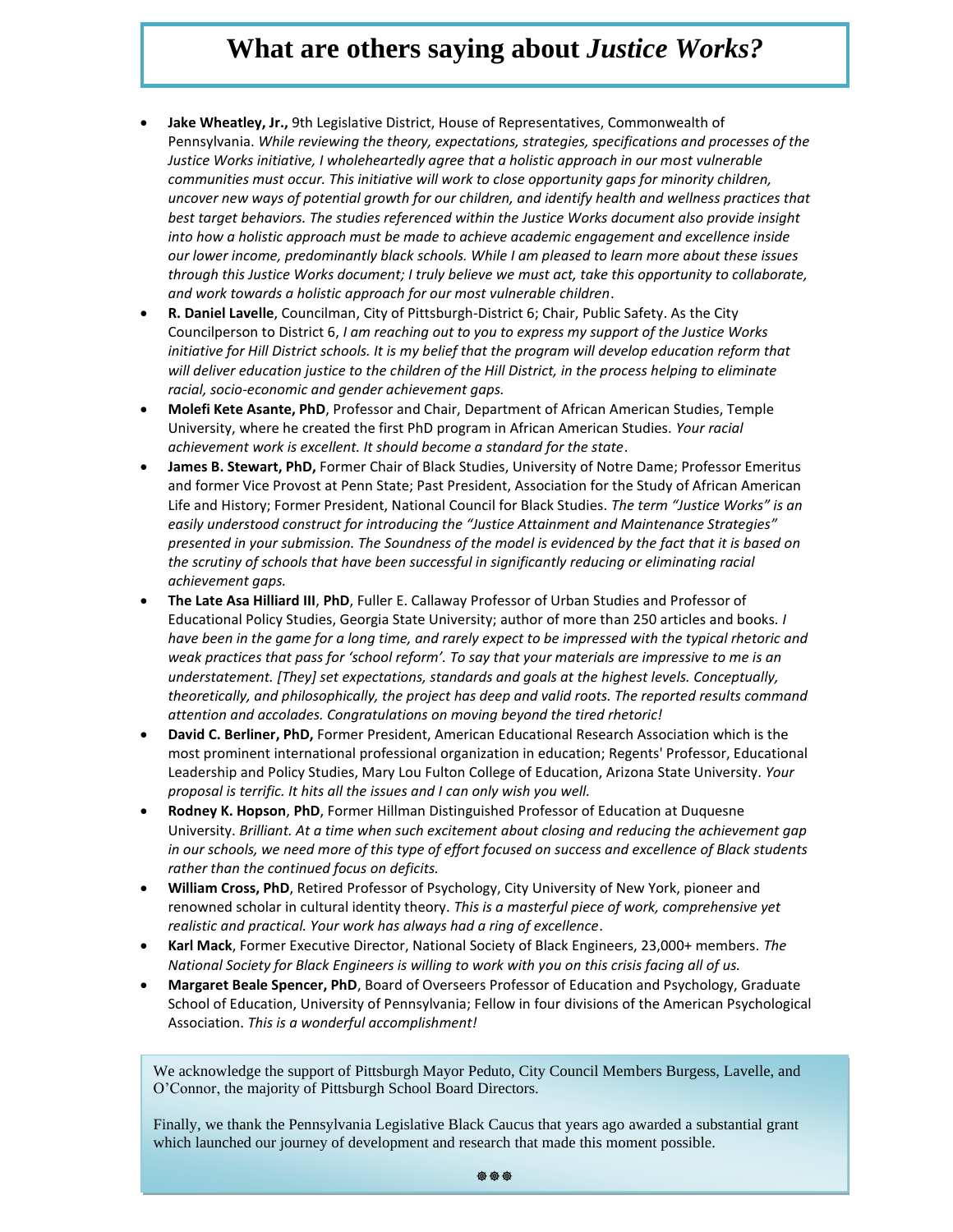# What are others saying about *Justice Works?*

- **Jake Wheatley, Jr.,** 9th Legislative District, House of Representatives, Commonwealth of Pennsylvania. *While reviewing the theory, expectations, strategies, specifications and processes of the Justice Works initiative, I wholeheartedly agree that a holistic approach in our most vulnerable communities must occur. This initiative will work to close opportunity gaps for minority children, uncover new ways of potential growth for our children, and identify health and wellness practices that best target behaviors. The studies referenced within the Justice Works document also provide insight into how a holistic approach must be made to achieve academic engagement and excellence inside our lower income, predominantly black schools. While I am pleased to learn more about these issues through this Justice Works document; I truly believe we must act, take this opportunity to collaborate, and work towards a holistic approach for our most vulnerable children*.
- **R. Daniel Lavelle**, Councilman, City of Pittsburgh-District 6; Chair, Public Safety. As the City Councilperson to District 6, *I am reaching out to you to express my support of the Justice Works initiative for Hill District schools. It is my belief that the program will develop education reform that will deliver education justice to the children of the Hill District, in the process helping to eliminate racial, socio-economic and gender achievement gaps.*
- **Molefi Kete Asante, PhD**, Professor and Chair, Department of African American Studies, Temple University, where he created the first PhD program in African American Studies. *Your racial achievement work is excellent. It should become a standard for the state*.
- **James B. Stewart, PhD,** Former Chair of Black Studies, University of Notre Dame; Professor Emeritus and former Vice Provost at Penn State; Past President, Association for the Study of African American Life and History; Former President, National Council for Black Studies. *The term "Justice Works" is an easily understood construct for introducing the "Justice Attainment and Maintenance Strategies" presented in your submission. The Soundness of the model is evidenced by the fact that it is based on the scrutiny of schools that have been successful in significantly reducing or eliminating racial achievement gaps.*
- **The Late Asa Hilliard III**, **PhD**, Fuller E. Callaway Professor of Urban Studies and Professor of Educational Policy Studies, Georgia State University; author of more than 250 articles and books. *I have been in the game for a long time, and rarely expect to be impressed with the typical rhetoric and weak practices that pass for 'school reform'. To say that your materials are impressive to me is an understatement. [They] set expectations, standards and goals at the highest levels. Conceptually, theoretically, and philosophically, the project has deep and valid roots. The reported results command attention and accolades. Congratulations on moving beyond the tired rhetoric!*
- **David C. Berliner, PhD,** Former President, American Educational Research Association which is the most prominent international professional organization in education; Regents' Professor, Educational Leadership and Policy Studies, Mary Lou Fulton College of Education, Arizona State University. *Your proposal is terrific. It hits all the issues and I can only wish you well.*
- **Rodney K. Hopson**, **PhD**, Former Hillman Distinguished Professor of Education at Duquesne University. *Brilliant. At a time when such excitement about closing and reducing the achievement gap in our schools, we need more of this type of effort focused on success and excellence of Black students rather than the continued focus on deficits.*
- **William Cross, PhD**, Retired Professor of Psychology, City University of New York, pioneer and renowned scholar in cultural identity theory. *This is a masterful piece of work, comprehensive yet realistic and practical. Your work has always had a ring of excellence*.
- **Karl Mack**, Former Executive Director, National Society of Black Engineers, 23,000+ members. *The National Society for Black Engineers is willing to work with you on this crisis facing all of us.*
- **Margaret Beale Spencer, PhD**, Board of Overseers Professor of Education and Psychology, Graduate School of Education, University of Pennsylvania; Fellow in four divisions of the American Psychological Association. *This is a wonderful accomplishment!*

We acknowledge the support of Pittsburgh Mayor Peduto, City Council Members Burgess, Lavelle, and O'Connor, the majority of Pittsburgh School Board Directors.

Finally, we thank the Pennsylvania Legislative Black Caucus that years ago awarded a substantial grant which launched our journey of development and research that made this moment possible.

❁❁❁